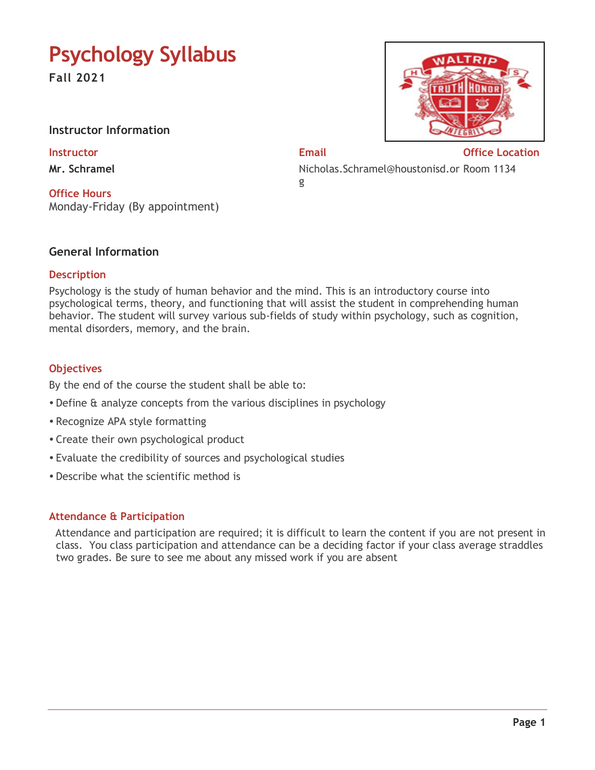# Psychology Syllabus

**Fall 2021**

## Instructor Information

| Instructor | Email | Office Location |
|---|---|---|
| **Mr. Schramel** | Nicholas.Schramel@houstonisd.org | Room 1134 |

### Office Hours

Monday-Friday (By appointment)

## General Information

### Description

Psychology is the study of human behavior and the mind. This is an introductory course into psychological terms, theory, and functioning that will assist the student in comprehending human behavior. The student will survey various sub-fields of study within psychology, such as cognition, mental disorders, memory, and the brain.

### Objectives

By the end of the course the student shall be able to:

- Define & analyze concepts from the various disciplines in psychology
- Recognize APA style formatting
- Create their own psychological product
- Evaluate the credibility of sources and psychological studies
- Describe what the scientific method is

### Attendance & Participation

Attendance and participation are required; it is difficult to learn the content if you are not present in class. You class participation and attendance can be a deciding factor if your class average straddles two grades. Be sure to see me about any missed work if you are absent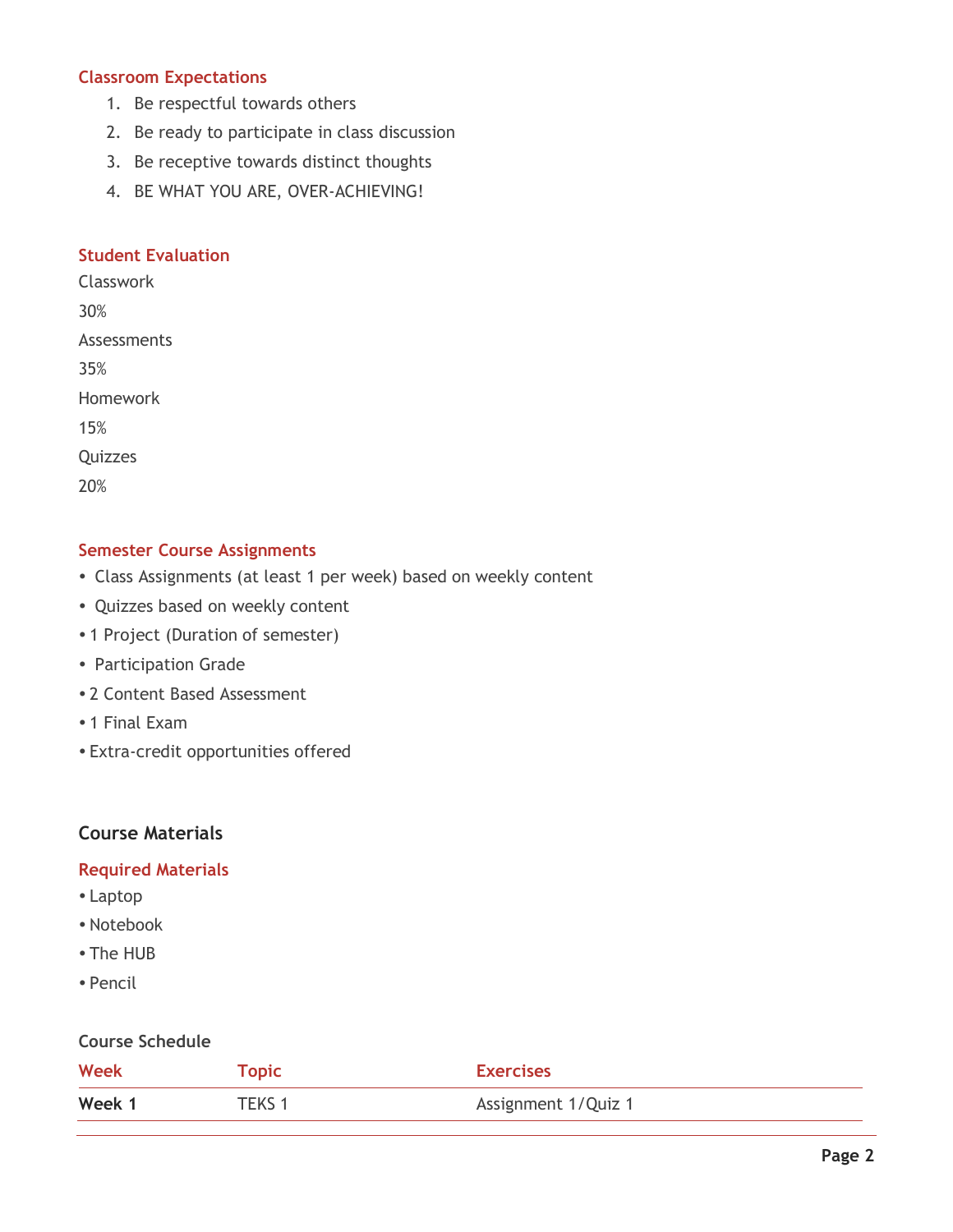### Classroom Expectations

1. Be respectful towards others
2. Be ready to participate in class discussion
3. Be receptive towards distinct thoughts
4. BE WHAT YOU ARE, OVER-ACHIEVING!

### Student Evaluation

Classwork

30%

Assessments

35%

Homework

15%

Quizzes

20%

### Semester Course Assignments

- Class Assignments (at least 1 per week) based on weekly content
- Quizzes based on weekly content
- 1 Project (Duration of semester)
- Participation Grade
- 2 Content Based Assessment
- 1 Final Exam
- Extra-credit opportunities offered

## Course Materials

### Required Materials

- Laptop
- Notebook
- The HUB
- Pencil

### Course Schedule

| Week | Topic | Exercises |
| --- | --- | --- |
| **Week 1** | TEKS 1 | Assignment 1/Quiz 1 |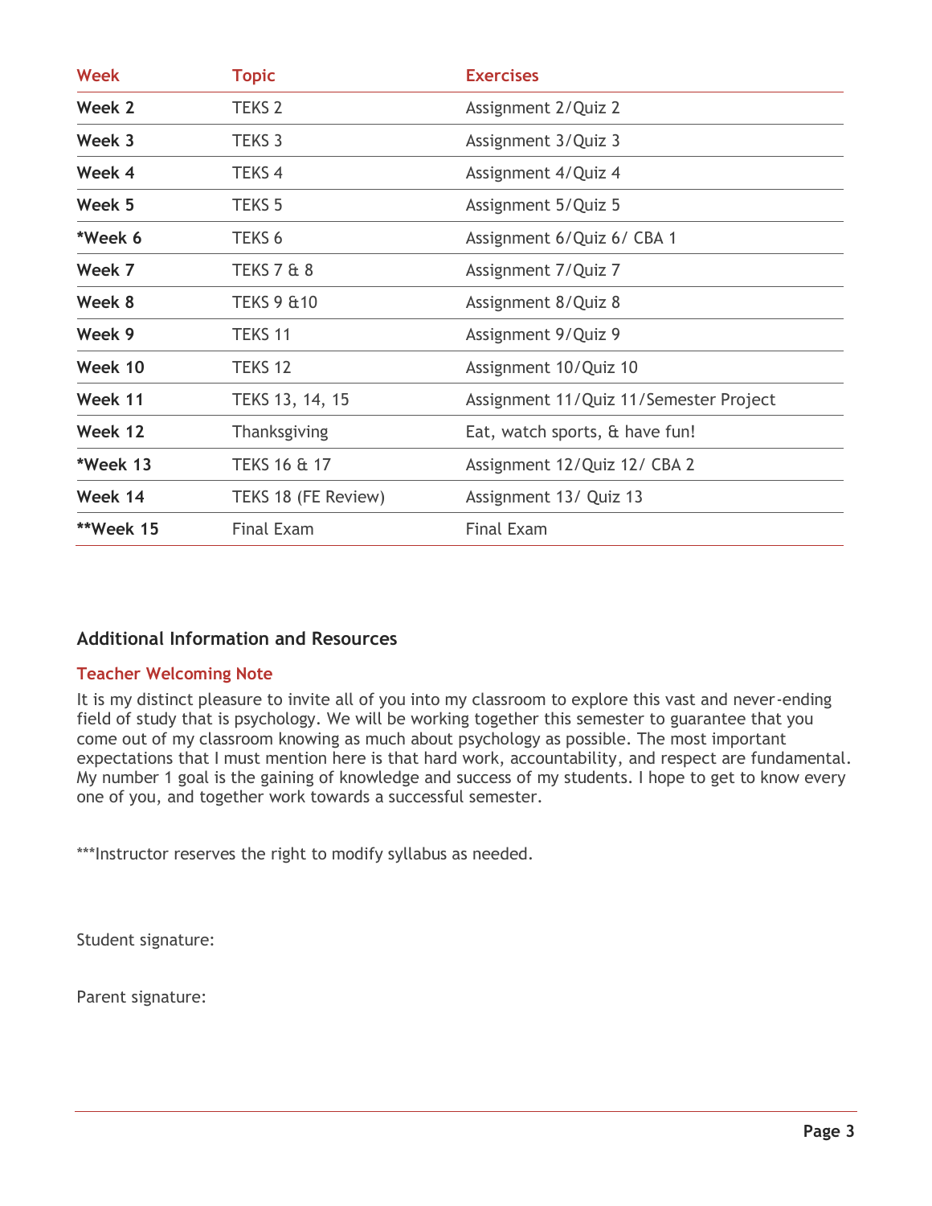| Week | Topic | Exercises |
|---|---|---|
| **Week 2** | TEKS 2 | Assignment 2/Quiz 2 |
| **Week 3** | TEKS 3 | Assignment 3/Quiz 3 |
| **Week 4** | TEKS 4 | Assignment 4/Quiz 4 |
| **Week 5** | TEKS 5 | Assignment 5/Quiz 5 |
| ***Week 6** | TEKS 6 | Assignment 6/Quiz 6/ CBA 1 |
| **Week 7** | TEKS 7 & 8 | Assignment 7/Quiz 7 |
| **Week 8** | TEKS 9 &10 | Assignment 8/Quiz 8 |
| **Week 9** | TEKS 11 | Assignment 9/Quiz 9 |
| **Week 10** | TEKS 12 | Assignment 10/Quiz 10 |
| **Week 11** | TEKS 13, 14, 15 | Assignment 11/Quiz 11/Semester Project |
| **Week 12** | Thanksgiving | Eat, watch sports, & have fun! |
| ***Week 13** | TEKS 16 & 17 | Assignment 12/Quiz 12/ CBA 2 |
| **Week 14** | TEKS 18 (FE Review) | Assignment 13/ Quiz 13 |
| ****Week 15** | Final Exam | Final Exam |

## Additional Information and Resources

### Teacher Welcoming Note

It is my distinct pleasure to invite all of you into my classroom to explore this vast and never-ending field of study that is psychology. We will be working together this semester to guarantee that you come out of my classroom knowing as much about psychology as possible. The most important expectations that I must mention here is that hard work, accountability, and respect are fundamental. My number 1 goal is the gaining of knowledge and success of my students. I hope to get to know every one of you, and together work towards a successful semester.

***Instructor reserves the right to modify syllabus as needed.

Student signature:

Parent signature: